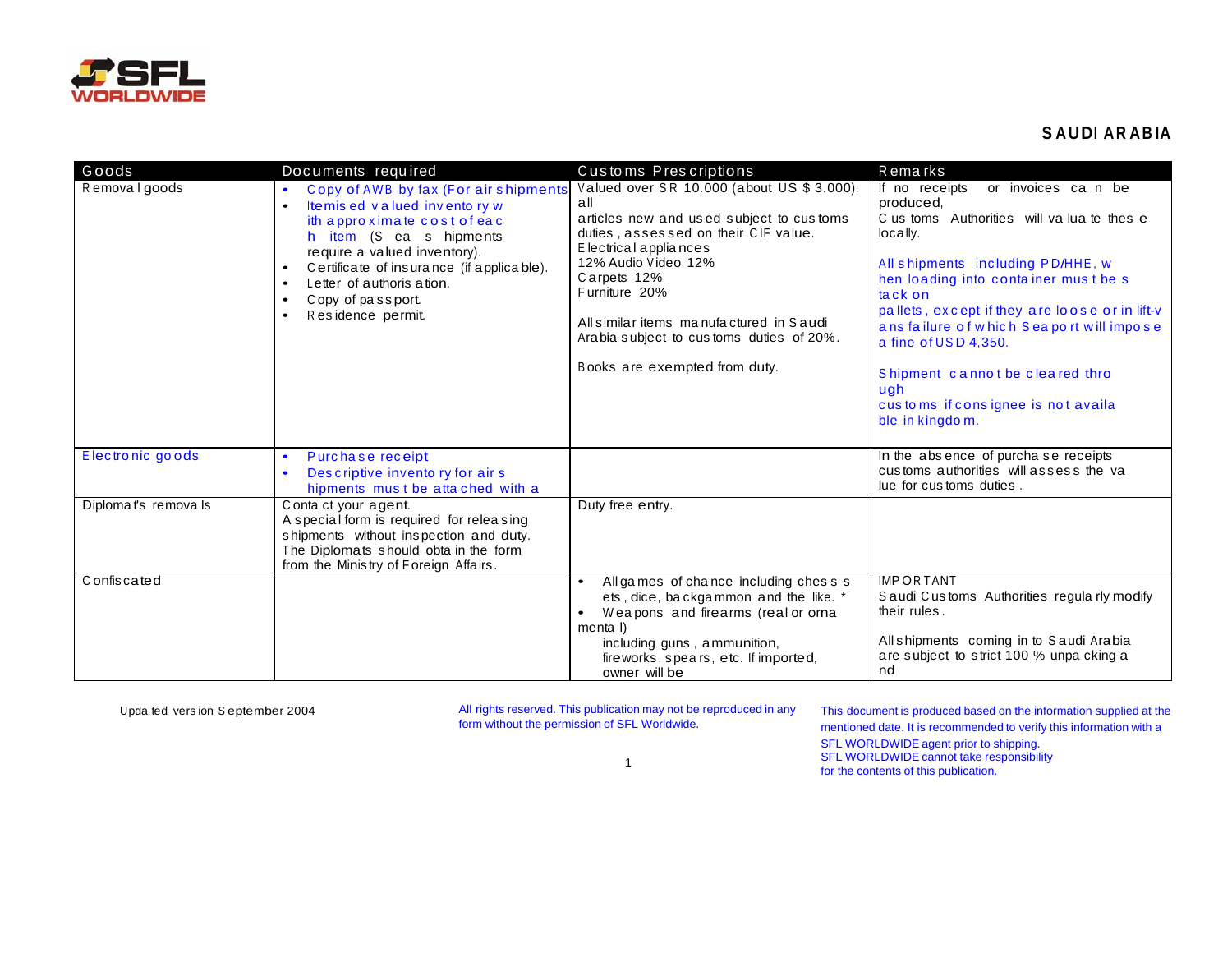# SAUDI ARABIA

| Goods | Documents required | Customs Prescriptions | Remarks |
|---|---|---|---|
| Removal goods | • Copy of AWB by fax (For air shipments<br>• Itemised valued inventory with approximate cost of each item (Sea shipments require a valued inventory).<br>• Certificate of insurance (if applicable).<br>• Letter of authorisation.<br>• Copy of passport.<br>• Residence permit. | Valued over SR 10.000 (about US $ 3.000): all articles new and used subject to customs duties, assessed on their CIF value.<br>Electrical appliances 12% Audio Video 12%<br>Carpets 12%<br>Furniture 20%<br><br>All similar items manufactured in Saudi Arabia subject to customs duties of 20%.<br><br>Books are exempted from duty. | If no receipts or invoices can be produced, Customs Authorities will valuate these locally.<br><br>All shipments including PD/HHE, when loading into container must be stack on pallets, except if they are loose or in lift-vans failure of which Seaport will impose a fine of USD 4,350.<br><br>Shipment cannot be cleared through customs if consignee is not available in kingdom. |
| Electronic goods | • Purchase receipt<br>• Descriptive inventory for air shipments must be attached with a | | In the absence of purchase receipts customs authorities will assess the value for customs duties. |
| Diplomat's removals | Contact your agent.<br>A special form is required for releasing shipments without inspection and duty. The Diplomats should obtain the form from the Ministry of Foreign Affairs. | Duty free entry. | |
| Confiscated | | • All games of chance including chess sets, dice, backgammon and the like. *<br>• Weapons and firearms (real or ornamental) including guns, ammunition, fireworks, spears, etc. If imported, owner will be | IMPORTANT<br>Saudi Customs Authorities regularly modify their rules.<br><br>All shipments coming in to Saudi Arabia are subject to strict 100 % unpacking and |

Updated version September 2004

All rights reserved. This publication may not be reproduced in any form without the permission of SFL Worldwide.

This document is produced based on the information supplied at the mentioned date. It is recommended to verify this information with a SFL WORLDWIDE agent prior to shipping. SFL WORLDWIDE cannot take responsibility for the contents of this publication.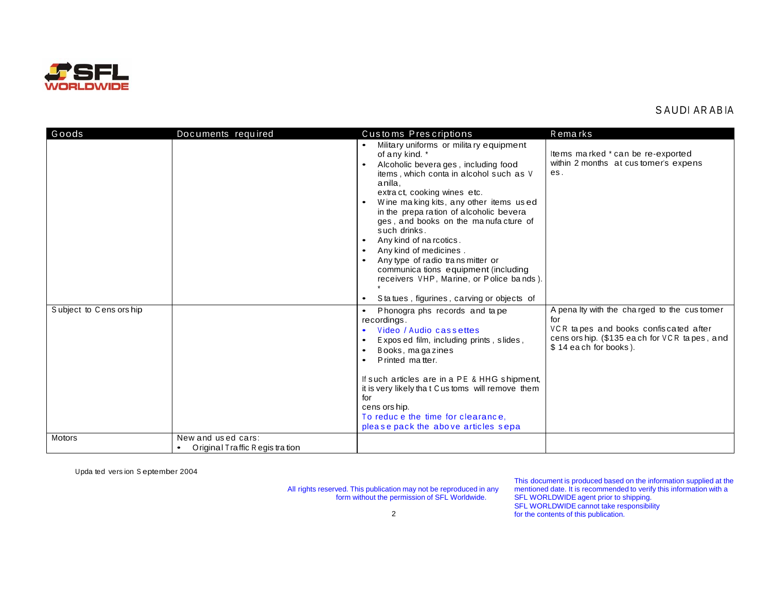SAUDI ARABIA

| Goods | Documents required | Customs Prescriptions | Remarks |
|---|---|---|---|
| | | • Military uniforms or military equipment of any kind. * <br>• Alcoholic beverages, including food items, which contain alcohol such as Vanilla, extract, cooking wines etc. <br>• Wine making kits, any other items used in the preparation of alcoholic beverages, and books on the manufacture of such drinks. <br>• Any kind of narcotics. <br>• Any kind of medicines. <br>• Any type of radio transmitter or communications equipment (including receivers VHP, Marine, or Police bands). * <br>• Statues, figurines, carving or objects of | Items marked * can be re-exported within 2 months at customer's expenses. |
| Subject to Censorship | | • Phonographs records and tape recordings. <br>• Video / Audio cassettes <br>• Exposed film, including prints, slides, <br>• Books, magazines <br>• Printed matter. <br><br>If such articles are in a PE & HHG shipment, it is very likely that Customs will remove them for censorship. <br>To reduce the time for clearance, please pack the above articles sepa | A penalty with the charged to the customer for VCR tapes and books confiscated after censorship. ($135 each for VCR tapes, and $ 14 each for books). |
| Motors | New and used cars: <br>• Original Traffic Registration | | |

Updated version September 2004

All rights reserved. This publication may not be reproduced in any form without the permission of SFL Worldwide.

This document is produced based on the information supplied at the mentioned date. It is recommended to verify this information with a SFL WORLDWIDE agent prior to shipping. SFL WORLDWIDE cannot take responsibility for the contents of this publication.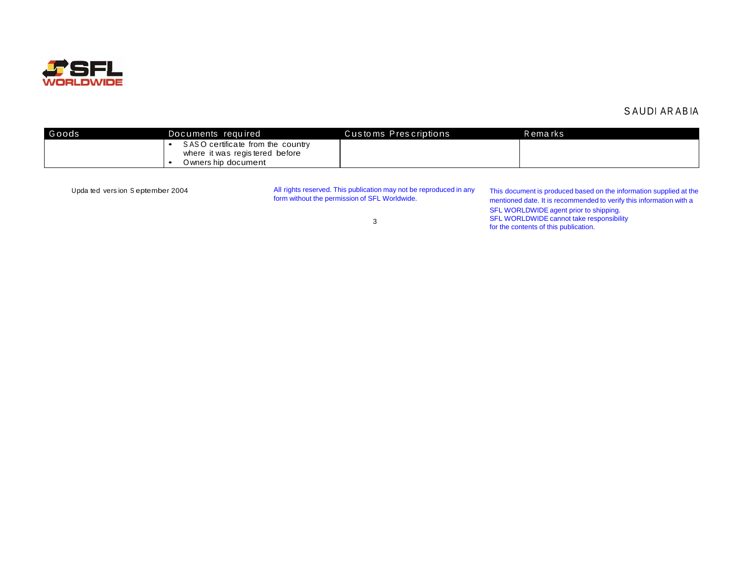SAUDI ARABIA

| Goods | Documents required | Customs Prescriptions | Remarks |
|---|---|---|---|
| | • SASO certificate from the country where it was registered before<br>• Ownership document | | |

Updated version September 2004

All rights reserved. This publication may not be reproduced in any form without the permission of SFL Worldwide.

This document is produced based on the information supplied at the mentioned date. It is recommended to verify this information with a SFL WORLDWIDE agent prior to shipping.
SFL WORLDWIDE cannot take responsibility for the contents of this publication.